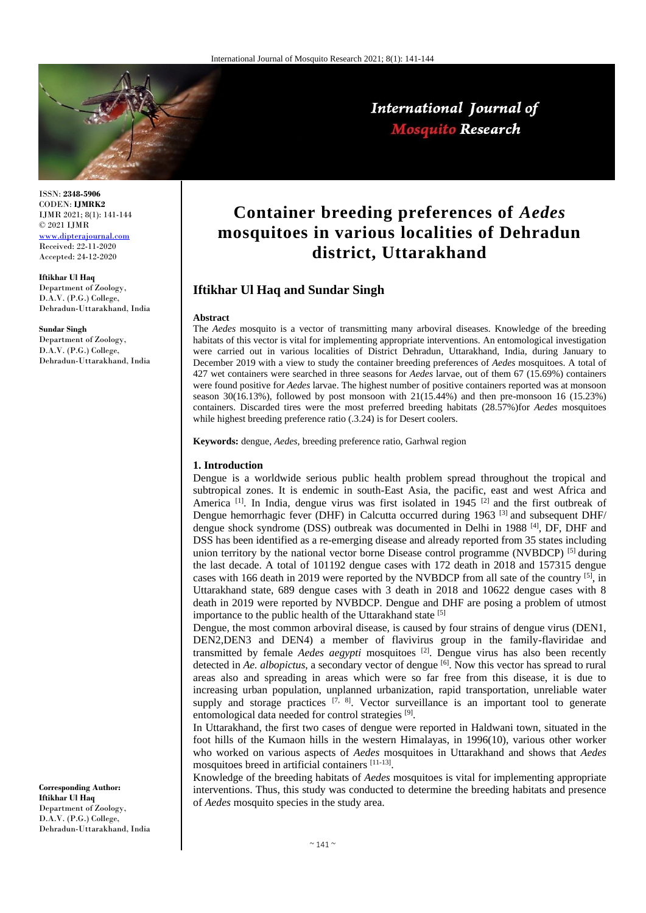# Container breeding preferences of *Aedes* mosquitoes in various localities of Dehradun district, Uttarakhand

**Iftikhar Ul Haq and Sundar Singh**

ISSN: **2348-5906**
CODEN: **IJMRK2**
IJMR 2021; 8(1): 141-144
© 2021 IJMR
www.dipterajournal.com
Received: 22-11-2020
Accepted: 24-12-2020

**Iftikhar Ul Haq**
Department of Zoology, D.A.V. (P.G.) College, Dehradun-Uttarakhand, India

**Sundar Singh**
Department of Zoology, D.A.V. (P.G.) College, Dehradun-Uttarakhand, India

**Corresponding Author:**
**Iftikhar Ul Haq**
Department of Zoology, D.A.V. (P.G.) College, Dehradun-Uttarakhand, India

### Abstract

The *Aedes* mosquito is a vector of transmitting many arboviral diseases. Knowledge of the breeding habitats of this vector is vital for implementing appropriate interventions. An entomological investigation were carried out in various localities of District Dehradun, Uttarakhand, India, during January to December 2019 with a view to study the container breeding preferences of *Aedes* mosquitoes. A total of 427 wet containers were searched in three seasons for *Aedes* larvae, out of them 67 (15.69%) containers were found positive for *Aedes* larvae. The highest number of positive containers reported was at monsoon season 30(16.13%), followed by post monsoon with 21(15.44%) and then pre-monsoon 16 (15.23%) containers. Discarded tires were the most preferred breeding habitats (28.57%)for *Aedes* mosquitoes while highest breeding preference ratio (.3.24) is for Desert coolers.

**Keywords:** dengue, *Aedes*, breeding preference ratio, Garhwal region

## 1. Introduction

Dengue is a worldwide serious public health problem spread throughout the tropical and subtropical zones. It is endemic in south-East Asia, the pacific, east and west Africa and America [1]. In India, dengue virus was first isolated in 1945 [2] and the first outbreak of Dengue hemorrhagic fever (DHF) in Calcutta occurred during 1963 [3] and subsequent DHF/ dengue shock syndrome (DSS) outbreak was documented in Delhi in 1988 [4], DF, DHF and DSS has been identified as a re-emerging disease and already reported from 35 states including union territory by the national vector borne Disease control programme (NVBDCP) [5] during the last decade. A total of 101192 dengue cases with 172 death in 2018 and 157315 dengue cases with 166 death in 2019 were reported by the NVBDCP from all sate of the country [5], in Uttarakhand state, 689 dengue cases with 3 death in 2018 and 10622 dengue cases with 8 death in 2019 were reported by NVBDCP. Dengue and DHF are posing a problem of utmost importance to the public health of the Uttarakhand state [5]

Dengue, the most common arboviral disease, is caused by four strains of dengue virus (DEN1, DEN2,DEN3 and DEN4) a member of flavivirus group in the family-flaviridae and transmitted by female *Aedes aegypti* mosquitoes [2]. Dengue virus has also been recently detected in *Ae. albopictus*, a secondary vector of dengue [6]. Now this vector has spread to rural areas also and spreading in areas which were so far free from this disease, it is due to increasing urban population, unplanned urbanization, rapid transportation, unreliable water supply and storage practices [7, 8]. Vector surveillance is an important tool to generate entomological data needed for control strategies [9].

In Uttarakhand, the first two cases of dengue were reported in Haldwani town, situated in the foot hills of the Kumaon hills in the western Himalayas, in 1996(10), various other worker who worked on various aspects of *Aedes* mosquitoes in Uttarakhand and shows that *Aedes* mosquitoes breed in artificial containers [11-13].

Knowledge of the breeding habitats of *Aedes* mosquitoes is vital for implementing appropriate interventions. Thus, this study was conducted to determine the breeding habitats and presence of *Aedes* mosquito species in the study area.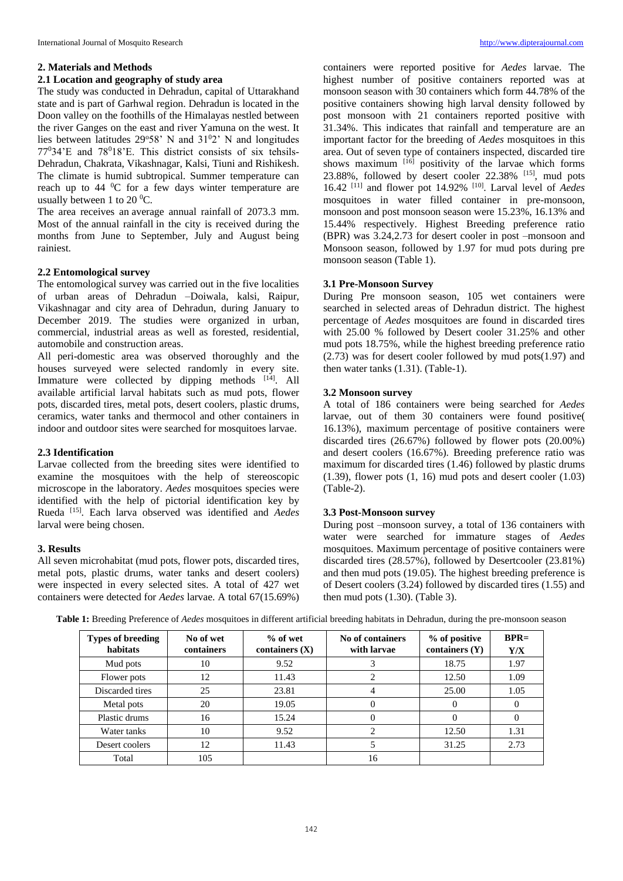## 2. Materials and Methods

### 2.1 Location and geography of study area

The study was conducted in Dehradun, capital of Uttarakhand state and is part of Garhwal region. Dehradun is located in the Doon valley on the foothills of the Himalayas nestled between the river Ganges on the east and river Yamuna on the west. It lies between latitudes 29°58' N and 31°2' N and longitudes 77°34'E and 78°18'E. This district consists of six tehsils-Dehradun, Chakrata, Vikashnagar, Kalsi, Tiuni and Rishikesh. The climate is humid subtropical. Summer temperature can reach up to 44 °C for a few days winter temperature are usually between 1 to 20 °C.

The area receives an average annual rainfall of 2073.3 mm. Most of the annual rainfall in the city is received during the months from June to September, July and August being rainiest.

### 2.2 Entomological survey

The entomological survey was carried out in the five localities of urban areas of Dehradun –Doiwala, kalsi, Raipur, Vikashnagar and city area of Dehradun, during January to December 2019. The studies were organized in urban, commercial, industrial areas as well as forested, residential, automobile and construction areas.

All peri-domestic area was observed thoroughly and the houses surveyed were selected randomly in every site. Immature were collected by dipping methods [14]. All available artificial larval habitats such as mud pots, flower pots, discarded tires, metal pots, desert coolers, plastic drums, ceramics, water tanks and thermocol and other containers in indoor and outdoor sites were searched for mosquitoes larvae.

### 2.3 Identification

Larvae collected from the breeding sites were identified to examine the mosquitoes with the help of stereoscopic microscope in the laboratory. *Aedes* mosquitoes species were identified with the help of pictorial identification key by Rueda [15]. Each larva observed was identified and *Aedes* larval were being chosen.

## 3. Results

All seven microhabitat (mud pots, flower pots, discarded tires, metal pots, plastic drums, water tanks and desert coolers) were inspected in every selected sites. A total of 427 wet containers were detected for *Aedes* larvae. A total 67(15.69%) containers were reported positive for *Aedes* larvae. The highest number of positive containers reported was at monsoon season with 30 containers which form 44.78% of the positive containers showing high larval density followed by post monsoon with 21 containers reported positive with 31.34%. This indicates that rainfall and temperature are an important factor for the breeding of *Aedes* mosquitoes in this area. Out of seven type of containers inspected, discarded tire shows maximum [16] positivity of the larvae which forms 23.88%, followed by desert cooler 22.38% [15], mud pots 16.42 [11] and flower pot 14.92% [10]. Larval level of *Aedes* mosquitoes in water filled container in pre-monsoon, monsoon and post monsoon season were 15.23%, 16.13% and 15.44% respectively. Highest Breeding preference ratio (BPR) was 3.24,2.73 for desert cooler in post –monsoon and Monsoon season, followed by 1.97 for mud pots during pre monsoon season (Table 1).

### 3.1 Pre-Monsoon Survey

During Pre monsoon season, 105 wet containers were searched in selected areas of Dehradun district. The highest percentage of *Aedes* mosquitoes are found in discarded tires with 25.00 % followed by Desert cooler 31.25% and other mud pots 18.75%, while the highest breeding preference ratio (2.73) was for desert cooler followed by mud pots(1.97) and then water tanks (1.31). (Table-1).

### 3.2 Monsoon survey

A total of 186 containers were being searched for *Aedes* larvae, out of them 30 containers were found positive( 16.13%), maximum percentage of positive containers were discarded tires (26.67%) followed by flower pots (20.00%) and desert coolers (16.67%). Breeding preference ratio was maximum for discarded tires (1.46) followed by plastic drums (1.39), flower pots (1, 16) mud pots and desert cooler (1.03) (Table-2).

### 3.3 Post-Monsoon survey

During post –monsoon survey, a total of 136 containers with water were searched for immature stages of *Aedes* mosquitoes. Maximum percentage of positive containers were discarded tires (28.57%), followed by Desertcooler (23.81%) and then mud pots (19.05). The highest breeding preference is of Desert coolers (3.24) followed by discarded tires (1.55) and then mud pots (1.30). (Table 3).

**Table 1:** Breeding Preference of *Aedes* mosquitoes in different artificial breeding habitats in Dehradun, during the pre-monsoon season

| Types of breeding habitats | No of wet containers | % of wet containers (X) | No of containers with larvae | % of positive containers (Y) | BPR= Y/X |
|---|---|---|---|---|---|
| Mud pots | 10 | 9.52 | 3 | 18.75 | 1.97 |
| Flower pots | 12 | 11.43 | 2 | 12.50 | 1.09 |
| Discarded tires | 25 | 23.81 | 4 | 25.00 | 1.05 |
| Metal pots | 20 | 19.05 | 0 | 0 | 0 |
| Plastic drums | 16 | 15.24 | 0 | 0 | 0 |
| Water tanks | 10 | 9.52 | 2 | 12.50 | 1.31 |
| Desert coolers | 12 | 11.43 | 5 | 31.25 | 2.73 |
| Total | 105 | | 16 | | |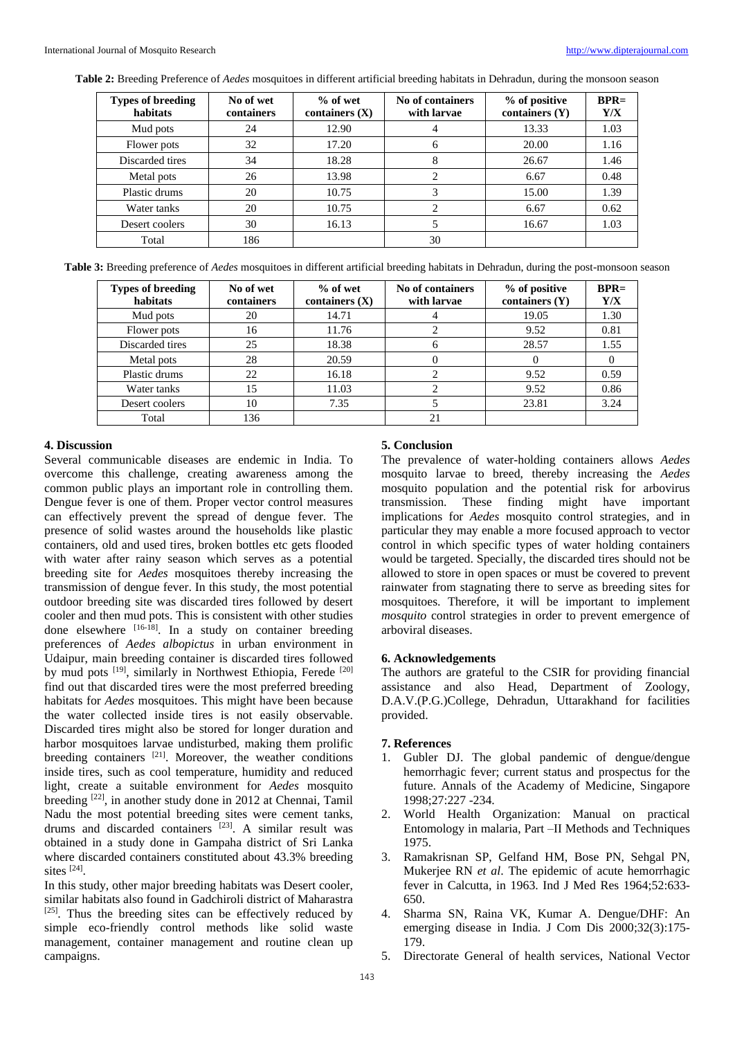**Table 2:** Breeding Preference of *Aedes* mosquitoes in different artificial breeding habitats in Dehradun, during the monsoon season

| Types of breeding habitats | No of wet containers | % of wet containers (X) | No of containers with larvae | % of positive containers (Y) | BPR= Y/X |
|---|---|---|---|---|---|
| Mud pots | 24 | 12.90 | 4 | 13.33 | 1.03 |
| Flower pots | 32 | 17.20 | 6 | 20.00 | 1.16 |
| Discarded tires | 34 | 18.28 | 8 | 26.67 | 1.46 |
| Metal pots | 26 | 13.98 | 2 | 6.67 | 0.48 |
| Plastic drums | 20 | 10.75 | 3 | 15.00 | 1.39 |
| Water tanks | 20 | 10.75 | 2 | 6.67 | 0.62 |
| Desert coolers | 30 | 16.13 | 5 | 16.67 | 1.03 |
| Total | 186 | | 30 | | |

**Table 3:** Breeding preference of *Aedes* mosquitoes in different artificial breeding habitats in Dehradun, during the post-monsoon season

| Types of breeding habitats | No of wet containers | % of wet containers (X) | No of containers with larvae | % of positive containers (Y) | BPR= Y/X |
|---|---|---|---|---|---|
| Mud pots | 20 | 14.71 | 4 | 19.05 | 1.30 |
| Flower pots | 16 | 11.76 | 2 | 9.52 | 0.81 |
| Discarded tires | 25 | 18.38 | 6 | 28.57 | 1.55 |
| Metal pots | 28 | 20.59 | 0 | 0 | 0 |
| Plastic drums | 22 | 16.18 | 2 | 9.52 | 0.59 |
| Water tanks | 15 | 11.03 | 2 | 9.52 | 0.86 |
| Desert coolers | 10 | 7.35 | 5 | 23.81 | 3.24 |
| Total | 136 | | 21 | | |

## 4. Discussion

Several communicable diseases are endemic in India. To overcome this challenge, creating awareness among the common public plays an important role in controlling them. Dengue fever is one of them. Proper vector control measures can effectively prevent the spread of dengue fever. The presence of solid wastes around the households like plastic containers, old and used tires, broken bottles etc gets flooded with water after rainy season which serves as a potential breeding site for *Aedes* mosquitoes thereby increasing the transmission of dengue fever. In this study, the most potential outdoor breeding site was discarded tires followed by desert cooler and then mud pots. This is consistent with other studies done elsewhere [16-18]. In a study on container breeding preferences of *Aedes albopictus* in urban environment in Udaipur, main breeding container is discarded tires followed by mud pots [19], similarly in Northwest Ethiopia, Ferede [20] find out that discarded tires were the most preferred breeding habitats for *Aedes* mosquitoes. This might have been because the water collected inside tires is not easily observable. Discarded tires might also be stored for longer duration and harbor mosquitoes larvae undisturbed, making them prolific breeding containers [21]. Moreover, the weather conditions inside tires, such as cool temperature, humidity and reduced light, create a suitable environment for *Aedes* mosquito breeding [22], in another study done in 2012 at Chennai, Tamil Nadu the most potential breeding sites were cement tanks, drums and discarded containers [23]. A similar result was obtained in a study done in Gampaha district of Sri Lanka where discarded containers constituted about 43.3% breeding sites [24].

In this study, other major breeding habitats was Desert cooler, similar habitats also found in Gadchiroli district of Maharastra [25]. Thus the breeding sites can be effectively reduced by simple eco-friendly control methods like solid waste management, container management and routine clean up campaigns.

## 5. Conclusion

The prevalence of water-holding containers allows *Aedes* mosquito larvae to breed, thereby increasing the *Aedes* mosquito population and the potential risk for arbovirus transmission. These finding might have important implications for *Aedes* mosquito control strategies, and in particular they may enable a more focused approach to vector control in which specific types of water holding containers would be targeted. Specially, the discarded tires should not be allowed to store in open spaces or must be covered to prevent rainwater from stagnating there to serve as breeding sites for mosquitoes. Therefore, it will be important to implement *mosquito* control strategies in order to prevent emergence of arboviral diseases.

## 6. Acknowledgements

The authors are grateful to the CSIR for providing financial assistance and also Head, Department of Zoology, D.A.V.(P.G.)College, Dehradun, Uttarakhand for facilities provided.

## 7. References

1. Gubler DJ. The global pandemic of dengue/dengue hemorrhagic fever; current status and prospectus for the future. Annals of the Academy of Medicine, Singapore 1998;27:227 -234.
2. World Health Organization: Manual on practical Entomology in malaria, Part –II Methods and Techniques 1975.
3. Ramakrisnan SP, Gelfand HM, Bose PN, Sehgal PN, Mukerjee RN *et al*. The epidemic of acute hemorrhagic fever in Calcutta, in 1963. Ind J Med Res 1964;52:633-650.
4. Sharma SN, Raina VK, Kumar A. Dengue/DHF: An emerging disease in India. J Com Dis 2000;32(3):175-179.
5. Directorate General of health services, National Vector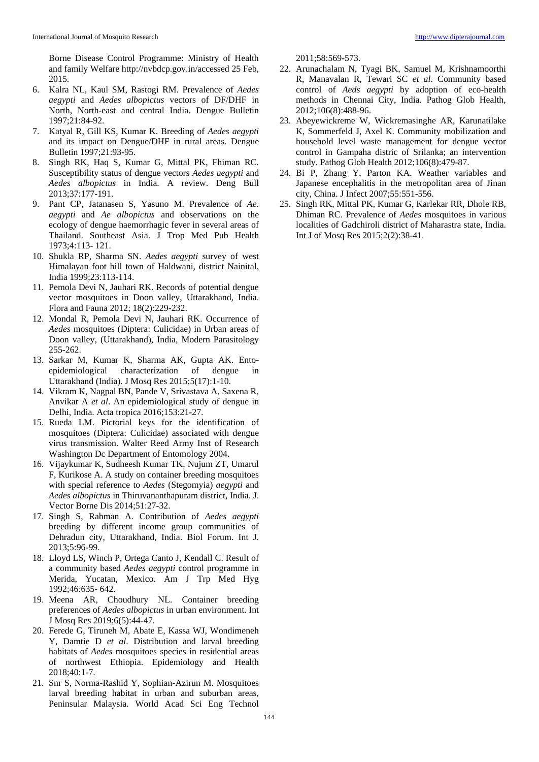Borne Disease Control Programme: Ministry of Health and family Welfare http://nvbdcp.gov.in/accessed 25 Feb, 2015.

6. Kalra NL, Kaul SM, Rastogi RM. Prevalence of *Aedes aegypti* and *Aedes albopictus* vectors of DF/DHF in North, North-east and central India. Dengue Bulletin 1997;21:84-92.
7. Katyal R, Gill KS, Kumar K. Breeding of *Aedes aegypti* and its impact on Dengue/DHF in rural areas. Dengue Bulletin 1997;21:93-95.
8. Singh RK, Haq S, Kumar G, Mittal PK, Fhiman RC. Susceptibility status of dengue vectors *Aedes aegypti* and *Aedes albopictus* in India. A review. Deng Bull 2013;37:177-191.
9. Pant CP, Jatanasen S, Yasuno M. Prevalence of *Ae. aegypti* and *Ae albopictus* and observations on the ecology of dengue haemorrhagic fever in several areas of Thailand. Southeast Asia. J Trop Med Pub Health 1973;4:113- 121.
10. Shukla RP, Sharma SN. *Aedes aegypti* survey of west Himalayan foot hill town of Haldwani, district Nainital, India 1999;23:113-114.
11. Pemola Devi N, Jauhari RK. Records of potential dengue vector mosquitoes in Doon valley, Uttarakhand, India. Flora and Fauna 2012; 18(2):229-232.
12. Mondal R, Pemola Devi N, Jauhari RK. Occurrence of *Aedes* mosquitoes (Diptera: Culicidae) in Urban areas of Doon valley, (Uttarakhand), India, Modern Parasitology 255-262.
13. Sarkar M, Kumar K, Sharma AK, Gupta AK. Ento-epidemiological characterization of dengue in Uttarakhand (India). J Mosq Res 2015;5(17):1-10.
14. Vikram K, Nagpal BN, Pande V, Srivastava A, Saxena R, Anvikar A *et al*. An epidemiological study of dengue in Delhi, India. Acta tropica 2016;153:21-27.
15. Rueda LM. Pictorial keys for the identification of mosquitoes (Diptera: Culicidae) associated with dengue virus transmission. Walter Reed Army Inst of Research Washington Dc Department of Entomology 2004.
16. Vijaykumar K, Sudheesh Kumar TK, Nujum ZT, Umarul F, Kurikose A. A study on container breeding mosquitoes with special reference to *Aedes* (Stegomyia) *aegypti* and *Aedes albopictus* in Thiruvananthapuram district, India. J. Vector Borne Dis 2014;51:27-32.
17. Singh S, Rahman A. Contribution of *Aedes aegypti* breeding by different income group communities of Dehradun city, Uttarakhand, India. Biol Forum. Int J. 2013;5:96-99.
18. Lloyd LS, Winch P, Ortega Canto J, Kendall C. Result of a community based *Aedes aegypti* control programme in Merida, Yucatan, Mexico. Am J Trp Med Hyg 1992;46:635- 642.
19. Meena AR, Choudhury NL. Container breeding preferences of *Aedes albopictus* in urban environment. Int J Mosq Res 2019;6(5):44-47.
20. Ferede G, Tiruneh M, Abate E, Kassa WJ, Wondimeneh Y, Damtie D *et al*. Distribution and larval breeding habitats of *Aedes* mosquitoes species in residential areas of northwest Ethiopia. Epidemiology and Health 2018;40:1-7.
21. Snr S, Norma-Rashid Y, Sophian-Azirun M. Mosquitoes larval breeding habitat in urban and suburban areas, Peninsular Malaysia. World Acad Sci Eng Technol 2011;58:569-573.
22. Arunachalam N, Tyagi BK, Samuel M, Krishnamoorthi R, Manavalan R, Tewari SC *et al*. Community based control of *Aeds aegypti* by adoption of eco-health methods in Chennai City, India. Pathog Glob Health, 2012;106(8):488-96.
23. Abeyewickreme W, Wickremasinghe AR, Karunatilake K, Sommerfeld J, Axel K. Community mobilization and household level waste management for dengue vector control in Gampaha distric of Srilanka; an intervention study. Pathog Glob Health 2012;106(8):479-87.
24. Bi P, Zhang Y, Parton KA. Weather variables and Japanese encephalitis in the metropolitan area of Jinan city, China. J Infect 2007;55:551-556.
25. Singh RK, Mittal PK, Kumar G, Karlekar RR, Dhole RB, Dhiman RC. Prevalence of *Aedes* mosquitoes in various localities of Gadchiroli district of Maharastra state, India. Int J of Mosq Res 2015;2(2):38-41.